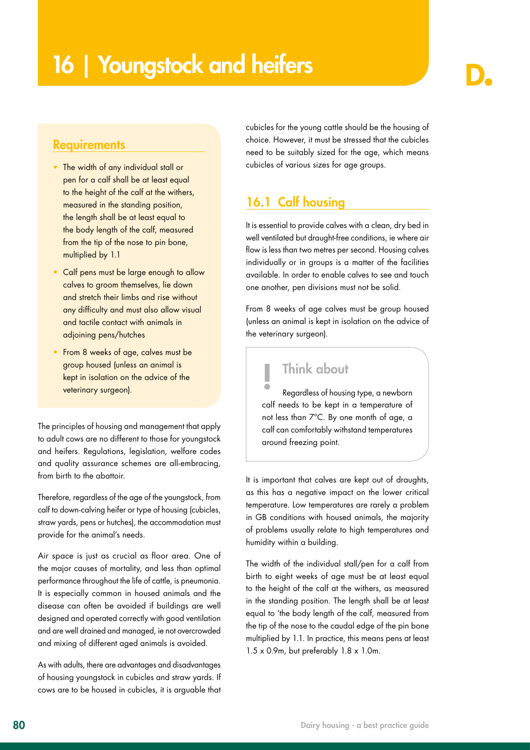# 16 | Youngstock and heifers

## Requirements

- The width of any individual stall or pen for a calf shall be at least equal to the height of the calf at the withers, measured in the standing position, the length shall be at least equal to the body length of the calf, measured from the tip of the nose to pin bone, multiplied by 1.1
- Calf pens must be large enough to allow calves to groom themselves, lie down and stretch their limbs and rise without any difficulty and must also allow visual and tactile contact with animals in adjoining pens/hutches
- From 8 weeks of age, calves must be group housed (unless an animal is kept in isolation on the advice of the veterinary surgeon).

The principles of housing and management that apply to adult cows are no different to those for youngstock and heifers. Regulations, legislation, welfare codes and quality assurance schemes are all-embracing, from birth to the abattoir.

Therefore, regardless of the age of the youngstock, from calf to down-calving heifer or type of housing (cubicles, straw yards, pens or hutches), the accommodation must provide for the animal's needs.

Air space is just as crucial as floor area. One of the major causes of mortality, and less than optimal performance throughout the life of cattle, is pneumonia. It is especially common in housed animals and the disease can often be avoided if buildings are well designed and operated correctly with good ventilation and are well drained and managed, ie not overcrowded and mixing of different aged animals is avoided.

As with adults, there are advantages and disadvantages of housing youngstock in cubicles and straw yards. If cows are to be housed in cubicles, it is arguable that cubicles for the young cattle should be the housing of choice. However, it must be stressed that the cubicles need to be suitably sized for the age, which means cubicles of various sizes for age groups.

## 16.1 Calf housing

It is essential to provide calves with a clean, dry bed in well ventilated but draught-free conditions, ie where air flow is less than two metres per second. Housing calves individually or in groups is a matter of the facilities available. In order to enable calves to see and touch one another, pen divisions must not be solid.

From 8 weeks of age calves must be group housed (unless an animal is kept in isolation on the advice of the veterinary surgeon).

> **Think about**
>
> Regardless of housing type, a newborn calf needs to be kept in a temperature of not less than 7°C. By one month of age, a calf can comfortably withstand temperatures around freezing point.

It is important that calves are kept out of draughts, as this has a negative impact on the lower critical temperature. Low temperatures are rarely a problem in GB conditions with housed animals, the majority of problems usually relate to high temperatures and humidity within a building.

The width of the individual stall/pen for a calf from birth to eight weeks of age must be at least equal to the height of the calf at the withers, as measured in the standing position. The length shall be at least equal to 'the body length of the calf, measured from the tip of the nose to the caudal edge of the pin bone multiplied by 1.1. In practice, this means pens at least 1.5 x 0.9m, but preferably 1.8 x 1.0m.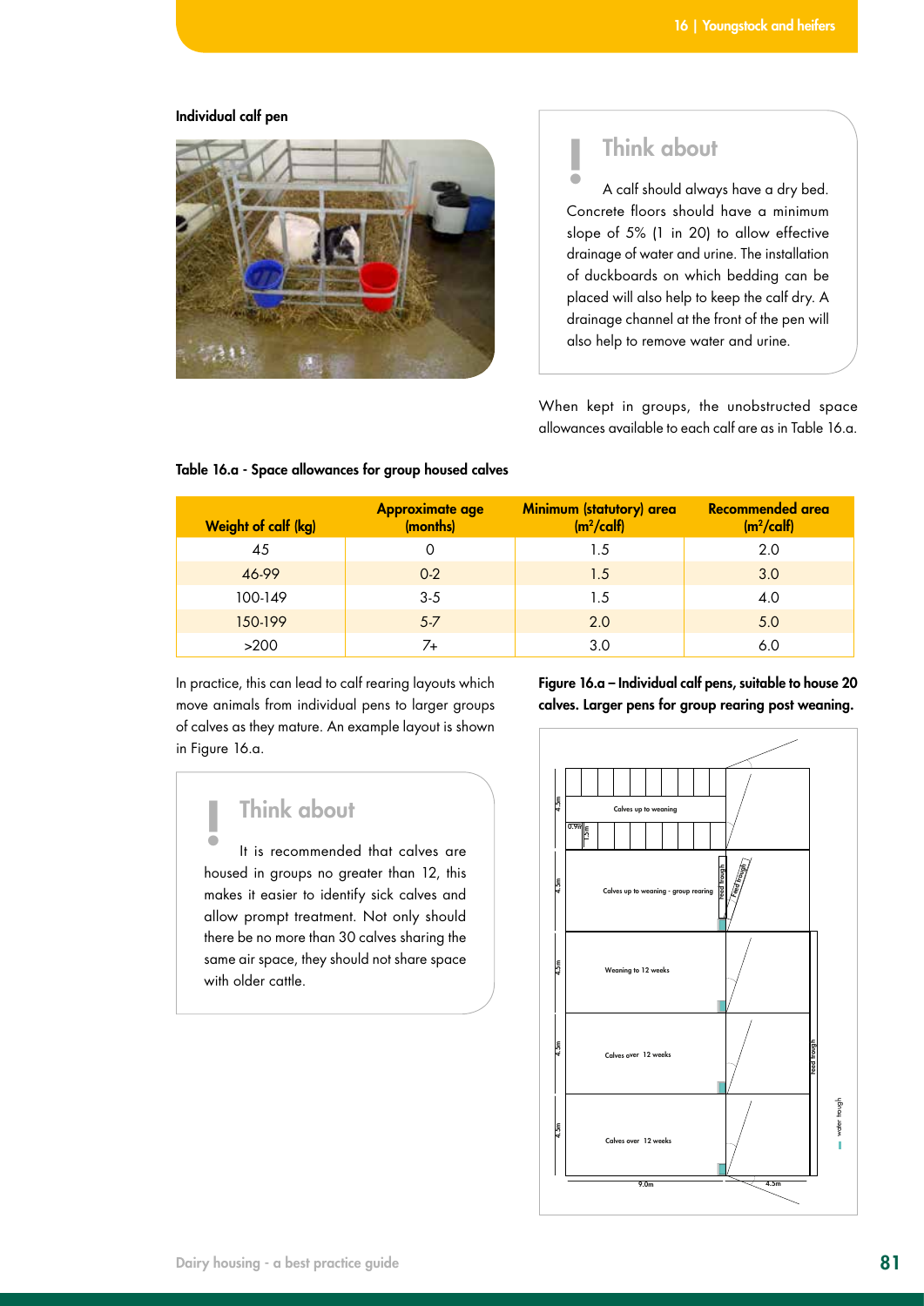**Individual calf pen**

## Think about

A calf should always have a dry bed. Concrete floors should have a minimum slope of 5% (1 in 20) to allow effective drainage of water and urine. The installation of duckboards on which bedding can be placed will also help to keep the calf dry. A drainage channel at the front of the pen will also help to remove water and urine.

When kept in groups, the unobstructed space allowances available to each calf are as in Table 16.a.

**Table 16.a - Space allowances for group housed calves**

| Weight of calf (kg) | Approximate age (months) | Minimum (statutory) area ($m^2$/calf) | Recommended area ($m^2$/calf) |
|---|---|---|---|
| 45 | 0 | 1.5 | 2.0 |
| 46-99 | 0-2 | 1.5 | 3.0 |
| 100-149 | 3-5 | 1.5 | 4.0 |
| 150-199 | 5-7 | 2.0 | 5.0 |
| >200 | 7+ | 3.0 | 6.0 |

In practice, this can lead to calf rearing layouts which move animals from individual pens to larger groups of calves as they mature. An example layout is shown in Figure 16.a.

## Think about

It is recommended that calves are housed in groups no greater than 12, this makes it easier to identify sick calves and allow prompt treatment. Not only should there be no more than 30 calves sharing the same air space, they should not share space with older cattle.

**Figure 16.a – Individual calf pens, suitable to house 20 calves. Larger pens for group rearing post weaning.**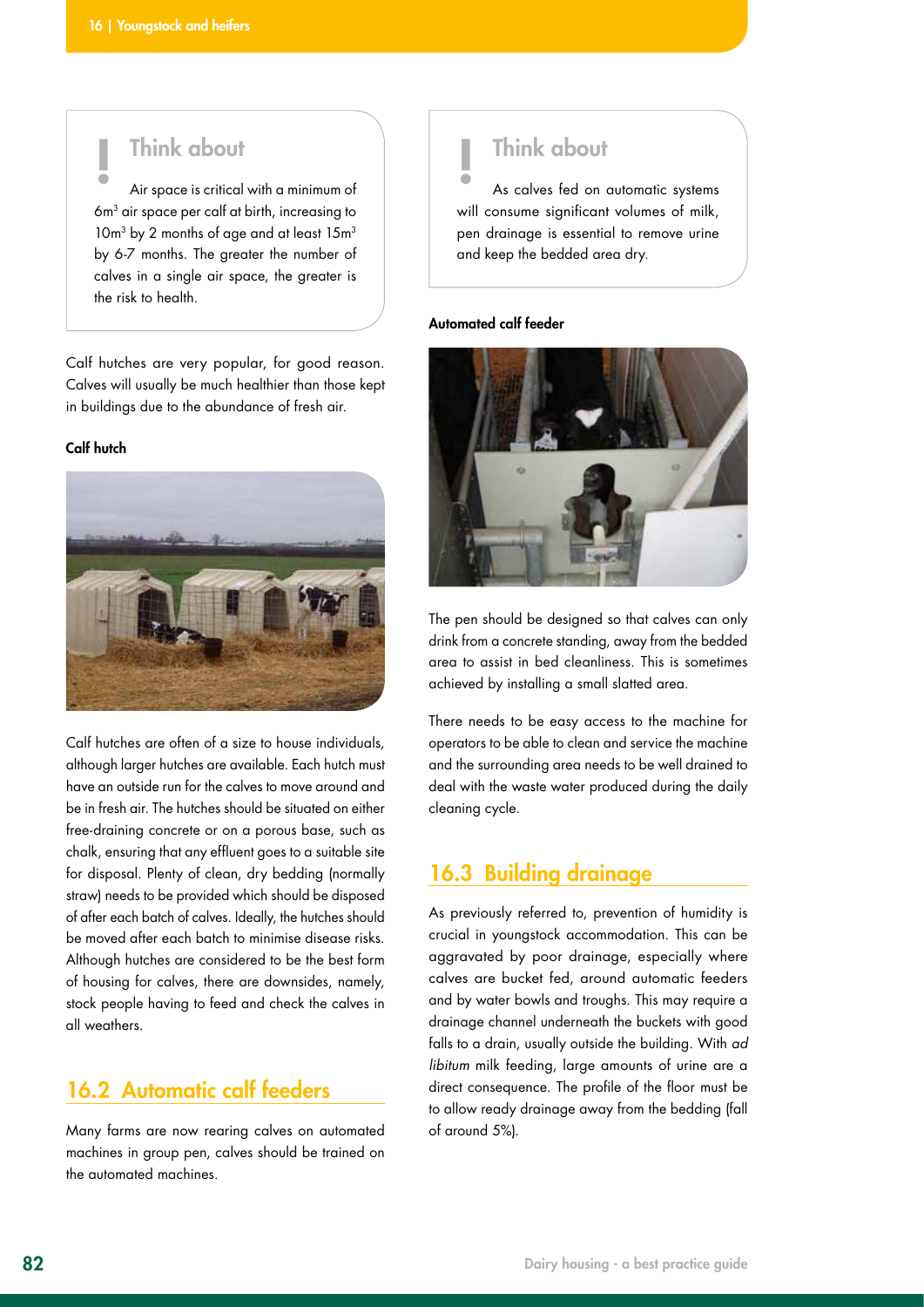> **Think about**
>
> Air space is critical with a minimum of $6m^3$ air space per calf at birth, increasing to $10m^3$ by 2 months of age and at least $15m^3$ by 6-7 months. The greater the number of calves in a single air space, the greater is the risk to health.

Calf hutches are very popular, for good reason. Calves will usually be much healthier than those kept in buildings due to the abundance of fresh air.

**Calf hutch**

Calf hutches are often of a size to house individuals, although larger hutches are available. Each hutch must have an outside run for the calves to move around and be in fresh air. The hutches should be situated on either free-draining concrete or on a porous base, such as chalk, ensuring that any effluent goes to a suitable site for disposal. Plenty of clean, dry bedding (normally straw) needs to be provided which should be disposed of after each batch of calves. Ideally, the hutches should be moved after each batch to minimise disease risks. Although hutches are considered to be the best form of housing for calves, there are downsides, namely, stock people having to feed and check the calves in all weathers.

## 16.2 Automatic calf feeders

Many farms are now rearing calves on automated machines in group pen, calves should be trained on the automated machines.

> **Think about**
>
> As calves fed on automatic systems will consume significant volumes of milk, pen drainage is essential to remove urine and keep the bedded area dry.

**Automated calf feeder**

The pen should be designed so that calves can only drink from a concrete standing, away from the bedded area to assist in bed cleanliness. This is sometimes achieved by installing a small slatted area.

There needs to be easy access to the machine for operators to be able to clean and service the machine and the surrounding area needs to be well drained to deal with the waste water produced during the daily cleaning cycle.

## 16.3 Building drainage

As previously referred to, prevention of humidity is crucial in youngstock accommodation. This can be aggravated by poor drainage, especially where calves are bucket fed, around automatic feeders and by water bowls and troughs. This may require a drainage channel underneath the buckets with good falls to a drain, usually outside the building. With *ad libitum* milk feeding, large amounts of urine are a direct consequence. The profile of the floor must be to allow ready drainage away from the bedding (fall of around 5%).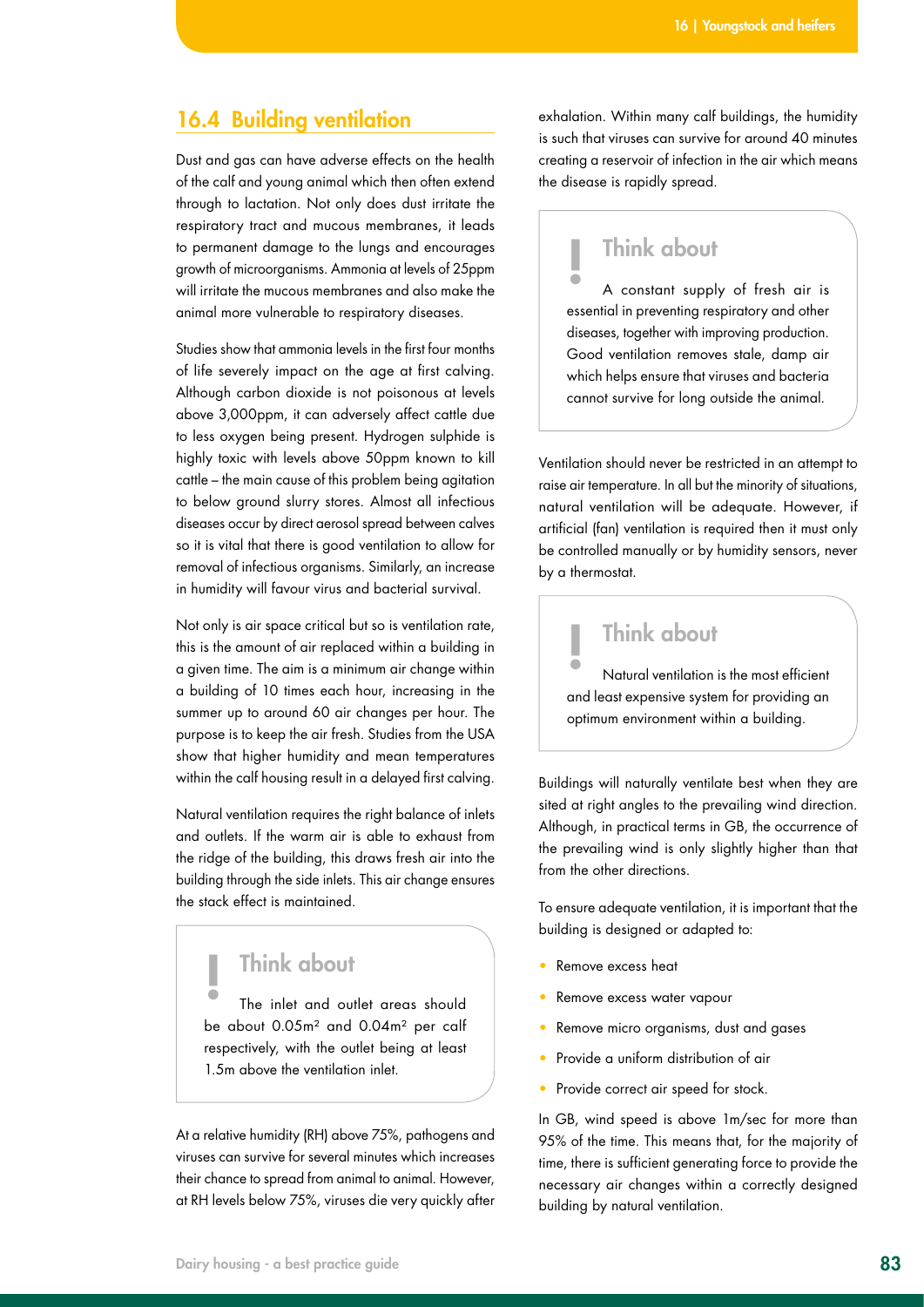## 16.4 Building ventilation

Dust and gas can have adverse effects on the health of the calf and young animal which then often extend through to lactation. Not only does dust irritate the respiratory tract and mucous membranes, it leads to permanent damage to the lungs and encourages growth of microorganisms. Ammonia at levels of 25ppm will irritate the mucous membranes and also make the animal more vulnerable to respiratory diseases.

Studies show that ammonia levels in the first four months of life severely impact on the age at first calving. Although carbon dioxide is not poisonous at levels above 3,000ppm, it can adversely affect cattle due to less oxygen being present. Hydrogen sulphide is highly toxic with levels above 50ppm known to kill cattle – the main cause of this problem being agitation to below ground slurry stores. Almost all infectious diseases occur by direct aerosol spread between calves so it is vital that there is good ventilation to allow for removal of infectious organisms. Similarly, an increase in humidity will favour virus and bacterial survival.

Not only is air space critical but so is ventilation rate, this is the amount of air replaced within a building in a given time. The aim is a minimum air change within a building of 10 times each hour, increasing in the summer up to around 60 air changes per hour. The purpose is to keep the air fresh. Studies from the USA show that higher humidity and mean temperatures within the calf housing result in a delayed first calving.

Natural ventilation requires the right balance of inlets and outlets. If the warm air is able to exhaust from the ridge of the building, this draws fresh air into the building through the side inlets. This air change ensures the stack effect is maintained.

> **Think about**
>
> The inlet and outlet areas should be about 0.05m² and 0.04m² per calf respectively, with the outlet being at least 1.5m above the ventilation inlet.

At a relative humidity (RH) above 75%, pathogens and viruses can survive for several minutes which increases their chance to spread from animal to animal. However, at RH levels below 75%, viruses die very quickly after exhalation. Within many calf buildings, the humidity is such that viruses can survive for around 40 minutes creating a reservoir of infection in the air which means the disease is rapidly spread.

> **Think about**
>
> A constant supply of fresh air is essential in preventing respiratory and other diseases, together with improving production. Good ventilation removes stale, damp air which helps ensure that viruses and bacteria cannot survive for long outside the animal.

Ventilation should never be restricted in an attempt to raise air temperature. In all but the minority of situations, natural ventilation will be adequate. However, if artificial (fan) ventilation is required then it must only be controlled manually or by humidity sensors, never by a thermostat.

> **Think about**
>
> Natural ventilation is the most efficient and least expensive system for providing an optimum environment within a building.

Buildings will naturally ventilate best when they are sited at right angles to the prevailing wind direction. Although, in practical terms in GB, the occurrence of the prevailing wind is only slightly higher than that from the other directions.

To ensure adequate ventilation, it is important that the building is designed or adapted to:

- Remove excess heat
- Remove excess water vapour
- Remove micro organisms, dust and gases
- Provide a uniform distribution of air
- Provide correct air speed for stock.

In GB, wind speed is above 1m/sec for more than 95% of the time. This means that, for the majority of time, there is sufficient generating force to provide the necessary air changes within a correctly designed building by natural ventilation.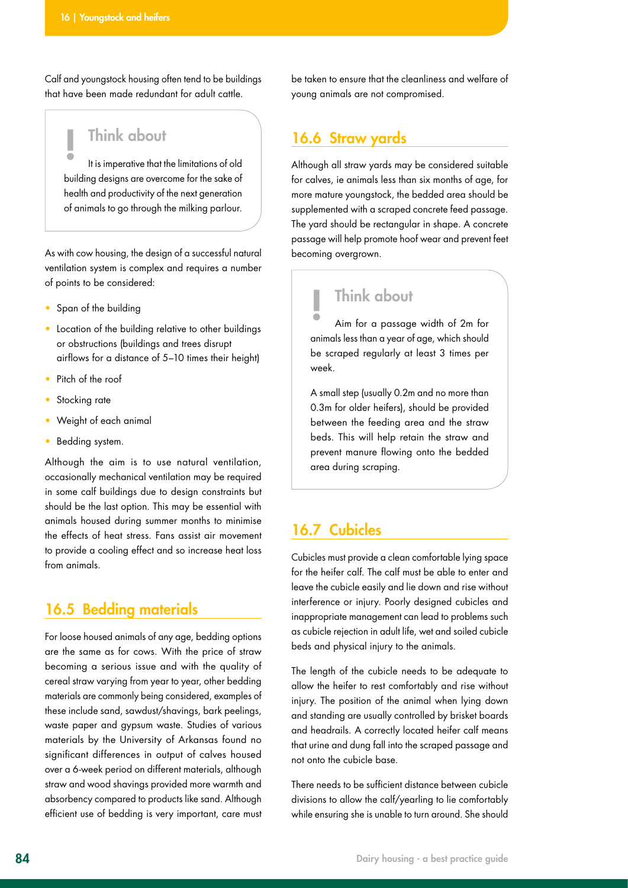Calf and youngstock housing often tend to be buildings that have been made redundant for adult cattle.

> **Think about**
>
> It is imperative that the limitations of old building designs are overcome for the sake of health and productivity of the next generation of animals to go through the milking parlour.

As with cow housing, the design of a successful natural ventilation system is complex and requires a number of points to be considered:

- Span of the building
- Location of the building relative to other buildings or obstructions (buildings and trees disrupt airflows for a distance of 5–10 times their height)
- Pitch of the roof
- Stocking rate
- Weight of each animal
- Bedding system.

Although the aim is to use natural ventilation, occasionally mechanical ventilation may be required in some calf buildings due to design constraints but should be the last option. This may be essential with animals housed during summer months to minimise the effects of heat stress. Fans assist air movement to provide a cooling effect and so increase heat loss from animals.

## 16.5 Bedding materials

For loose housed animals of any age, bedding options are the same as for cows. With the price of straw becoming a serious issue and with the quality of cereal straw varying from year to year, other bedding materials are commonly being considered, examples of these include sand, sawdust/shavings, bark peelings, waste paper and gypsum waste. Studies of various materials by the University of Arkansas found no significant differences in output of calves housed over a 6-week period on different materials, although straw and wood shavings provided more warmth and absorbency compared to products like sand. Although efficient use of bedding is very important, care must be taken to ensure that the cleanliness and welfare of young animals are not compromised.

## 16.6 Straw yards

Although all straw yards may be considered suitable for calves, ie animals less than six months of age, for more mature youngstock, the bedded area should be supplemented with a scraped concrete feed passage. The yard should be rectangular in shape. A concrete passage will help promote hoof wear and prevent feet becoming overgrown.

> **Think about**
>
> Aim for a passage width of 2m for animals less than a year of age, which should be scraped regularly at least 3 times per week.
>
> A small step (usually 0.2m and no more than 0.3m for older heifers), should be provided between the feeding area and the straw beds. This will help retain the straw and prevent manure flowing onto the bedded area during scraping.

## 16.7 Cubicles

Cubicles must provide a clean comfortable lying space for the heifer calf. The calf must be able to enter and leave the cubicle easily and lie down and rise without interference or injury. Poorly designed cubicles and inappropriate management can lead to problems such as cubicle rejection in adult life, wet and soiled cubicle beds and physical injury to the animals.

The length of the cubicle needs to be adequate to allow the heifer to rest comfortably and rise without injury. The position of the animal when lying down and standing are usually controlled by brisket boards and headrails. A correctly located heifer calf means that urine and dung fall into the scraped passage and not onto the cubicle base.

There needs to be sufficient distance between cubicle divisions to allow the calf/yearling to lie comfortably while ensuring she is unable to turn around. She should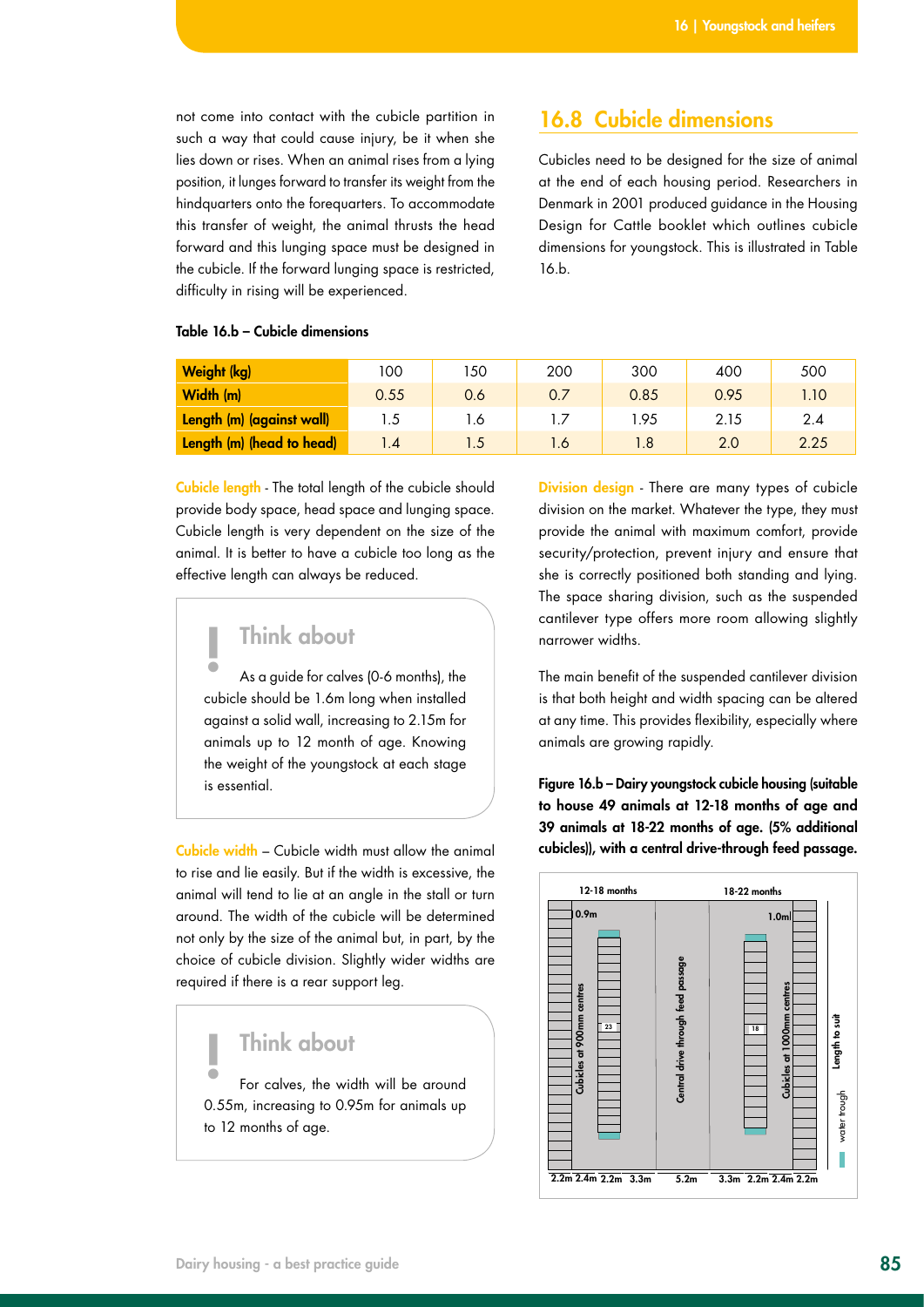not come into contact with the cubicle partition in such a way that could cause injury, be it when she lies down or rises. When an animal rises from a lying position, it lunges forward to transfer its weight from the hindquarters onto the forequarters. To accommodate this transfer of weight, the animal thrusts the head forward and this lunging space must be designed in the cubicle. If the forward lunging space is restricted, difficulty in rising will be experienced.

## 16.8 Cubicle dimensions

Cubicles need to be designed for the size of animal at the end of each housing period. Researchers in Denmark in 2001 produced guidance in the Housing Design for Cattle booklet which outlines cubicle dimensions for youngstock. This is illustrated in Table 16.b.

**Table 16.b – Cubicle dimensions**

| Weight (kg) | 100 | 150 | 200 | 300 | 400 | 500 |
|---|---|---|---|---|---|---|
| Width (m) | 0.55 | 0.6 | 0.7 | 0.85 | 0.95 | 1.10 |
| Length (m) (against wall) | 1.5 | 1.6 | 1.7 | 1.95 | 2.15 | 2.4 |
| Length (m) (head to head) | 1.4 | 1.5 | 1.6 | 1.8 | 2.0 | 2.25 |

**Cubicle length** - The total length of the cubicle should provide body space, head space and lunging space. Cubicle length is very dependent on the size of the animal. It is better to have a cubicle too long as the effective length can always be reduced.

> **Think about**
>
> As a guide for calves (0-6 months), the cubicle should be 1.6m long when installed against a solid wall, increasing to 2.15m for animals up to 12 month of age. Knowing the weight of the youngstock at each stage is essential.

**Cubicle width** – Cubicle width must allow the animal to rise and lie easily. But if the width is excessive, the animal will tend to lie at an angle in the stall or turn around. The width of the cubicle will be determined not only by the size of the animal but, in part, by the choice of cubicle division. Slightly wider widths are required if there is a rear support leg.

> **Think about**
>
> For calves, the width will be around 0.55m, increasing to 0.95m for animals up to 12 months of age.

**Division design** - There are many types of cubicle division on the market. Whatever the type, they must provide the animal with maximum comfort, provide security/protection, prevent injury and ensure that she is correctly positioned both standing and lying. The space sharing division, such as the suspended cantilever type offers more room allowing slightly narrower widths.

The main benefit of the suspended cantilever division is that both height and width spacing can be altered at any time. This provides flexibility, especially where animals are growing rapidly.

**Figure 16.b – Dairy youngstock cubicle housing (suitable to house 49 animals at 12-18 months of age and 39 animals at 18-22 months of age. (5% additional cubicles)), with a central drive-through feed passage.**

12-18 months | 18-22 months | 0.9m | 1.0m | Cubicles at 900mm centres | 23 | Central drive through feed passage | 18 | Cubicles at 1000mm centres | Length to suit | water trough | 2.2m 2.4m 2.2m 3.3m | 5.2m | 3.3m 2.2m 2.4m 2.2m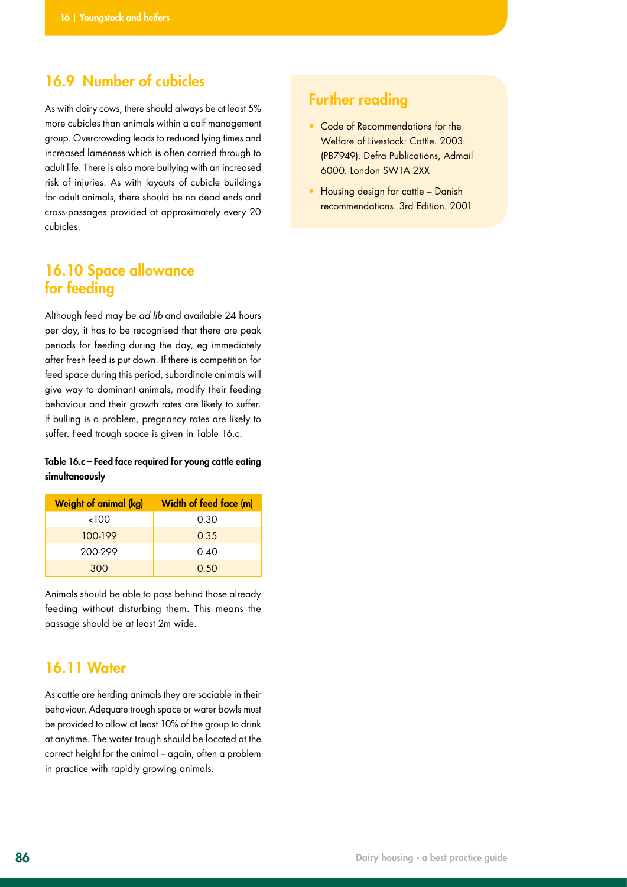## 16.9 Number of cubicles

As with dairy cows, there should always be at least 5% more cubicles than animals within a calf management group. Overcrowding leads to reduced lying times and increased lameness which is often carried through to adult life. There is also more bullying with an increased risk of injuries. As with layouts of cubicle buildings for adult animals, there should be no dead ends and cross-passages provided at approximately every 20 cubicles.

## 16.10 Space allowance for feeding

Although feed may be *ad lib* and available 24 hours per day, it has to be recognised that there are peak periods for feeding during the day, eg immediately after fresh feed is put down. If there is competition for feed space during this period, subordinate animals will give way to dominant animals, modify their feeding behaviour and their growth rates are likely to suffer. If bulling is a problem, pregnancy rates are likely to suffer. Feed trough space is given in Table 16.c.

**Table 16.c – Feed face required for young cattle eating simultaneously**

| Weight of animal (kg) | Width of feed face (m) |
|---|---|
| <100 | 0.30 |
| 100-199 | 0.35 |
| 200-299 | 0.40 |
| 300 | 0.50 |

Animals should be able to pass behind those already feeding without disturbing them. This means the passage should be at least 2m wide.

## 16.11 Water

As cattle are herding animals they are sociable in their behaviour. Adequate trough space or water bowls must be provided to allow at least 10% of the group to drink at anytime. The water trough should be located at the correct height for the animal – again, often a problem in practice with rapidly growing animals.

## Further reading

- Code of Recommendations for the Welfare of Livestock: Cattle. 2003. (PB7949). Defra Publications, Admail 6000. London SW1A 2XX
- Housing design for cattle – Danish recommendations. 3rd Edition. 2001